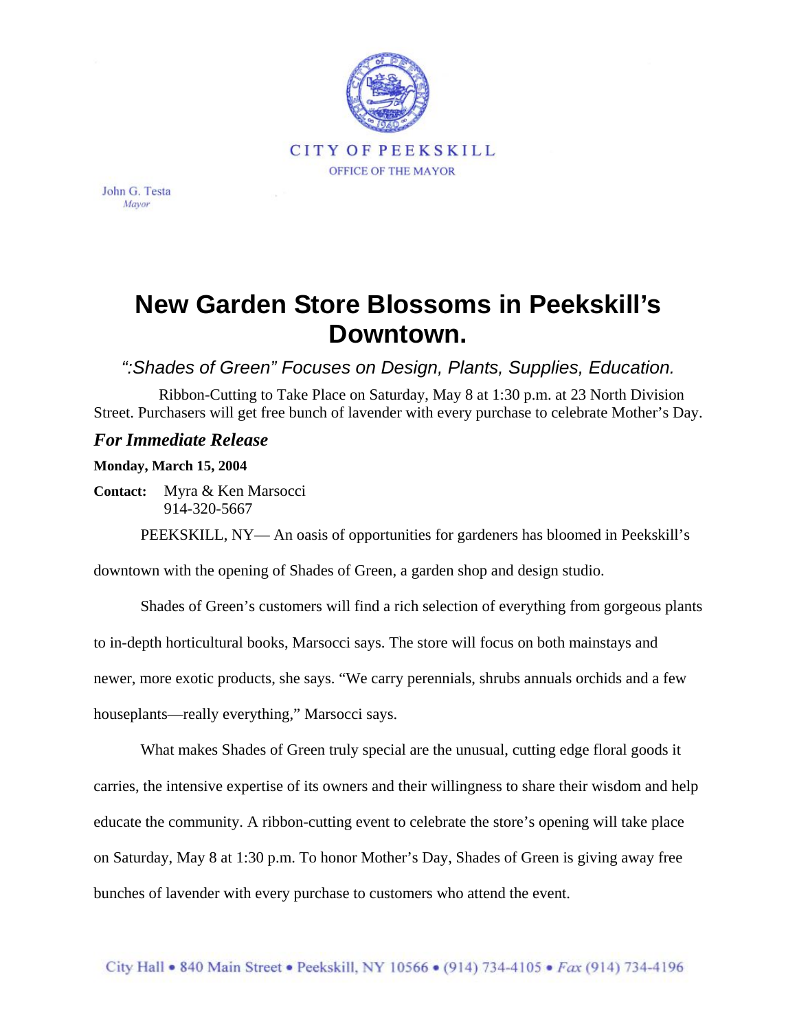CITY OF PEEKSKILL

OFFICE OF THE MAYOR

John G. Testa
*Mayor*

# New Garden Store Blossoms in Peekskill's Downtown.

*":Shades of Green" Focuses on Design, Plants, Supplies, Education.*

Ribbon-Cutting to Take Place on Saturday, May 8 at 1:30 p.m. at 23 North Division Street. Purchasers will get free bunch of lavender with every purchase to celebrate Mother's Day.

***For Immediate Release***

**Monday, March 15, 2004**

**Contact:** Myra & Ken Marsocci
914-320-5667

PEEKSKILL, NY— An oasis of opportunities for gardeners has bloomed in Peekskill's downtown with the opening of Shades of Green, a garden shop and design studio.

Shades of Green's customers will find a rich selection of everything from gorgeous plants to in-depth horticultural books, Marsocci says. The store will focus on both mainstays and newer, more exotic products, she says. "We carry perennials, shrubs annuals orchids and a few houseplants—really everything," Marsocci says.

What makes Shades of Green truly special are the unusual, cutting edge floral goods it carries, the intensive expertise of its owners and their willingness to share their wisdom and help educate the community. A ribbon-cutting event to celebrate the store's opening will take place on Saturday, May 8 at 1:30 p.m. To honor Mother's Day, Shades of Green is giving away free bunches of lavender with every purchase to customers who attend the event.

City Hall • 840 Main Street • Peekskill, NY 10566 • (914) 734-4105 • *Fax* (914) 734-4196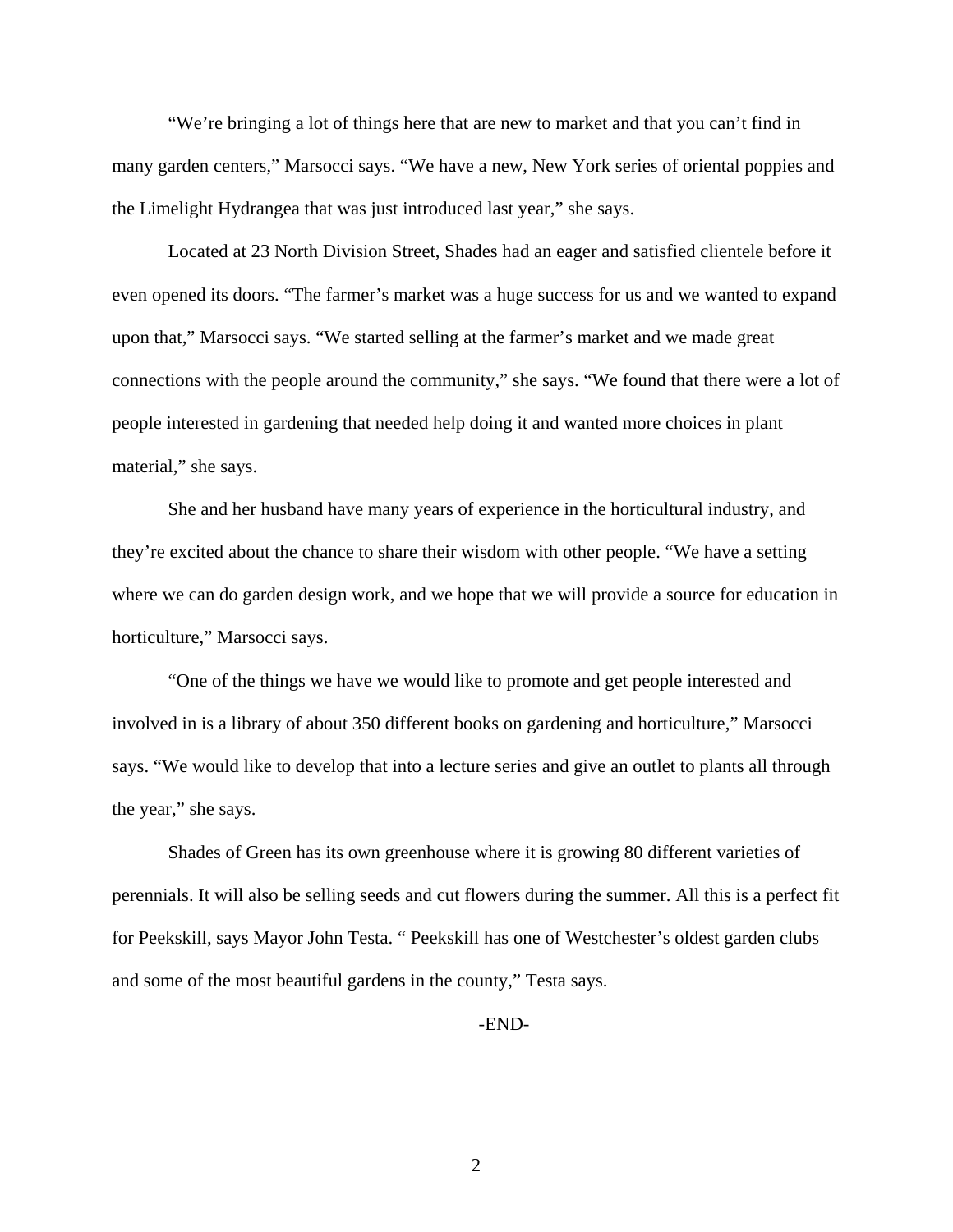"We're bringing a lot of things here that are new to market and that you can't find in many garden centers," Marsocci says. "We have a new, New York series of oriental poppies and the Limelight Hydrangea that was just introduced last year," she says.

Located at 23 North Division Street, Shades had an eager and satisfied clientele before it even opened its doors. "The farmer's market was a huge success for us and we wanted to expand upon that," Marsocci says. "We started selling at the farmer's market and we made great connections with the people around the community," she says. "We found that there were a lot of people interested in gardening that needed help doing it and wanted more choices in plant material," she says.

She and her husband have many years of experience in the horticultural industry, and they're excited about the chance to share their wisdom with other people. "We have a setting where we can do garden design work, and we hope that we will provide a source for education in horticulture," Marsocci says.

"One of the things we have we would like to promote and get people interested and involved in is a library of about 350 different books on gardening and horticulture," Marsocci says. "We would like to develop that into a lecture series and give an outlet to plants all through the year," she says.

Shades of Green has its own greenhouse where it is growing 80 different varieties of perennials. It will also be selling seeds and cut flowers during the summer. All this is a perfect fit for Peekskill, says Mayor John Testa. " Peekskill has one of Westchester's oldest garden clubs and some of the most beautiful gardens in the county," Testa says.

-END-